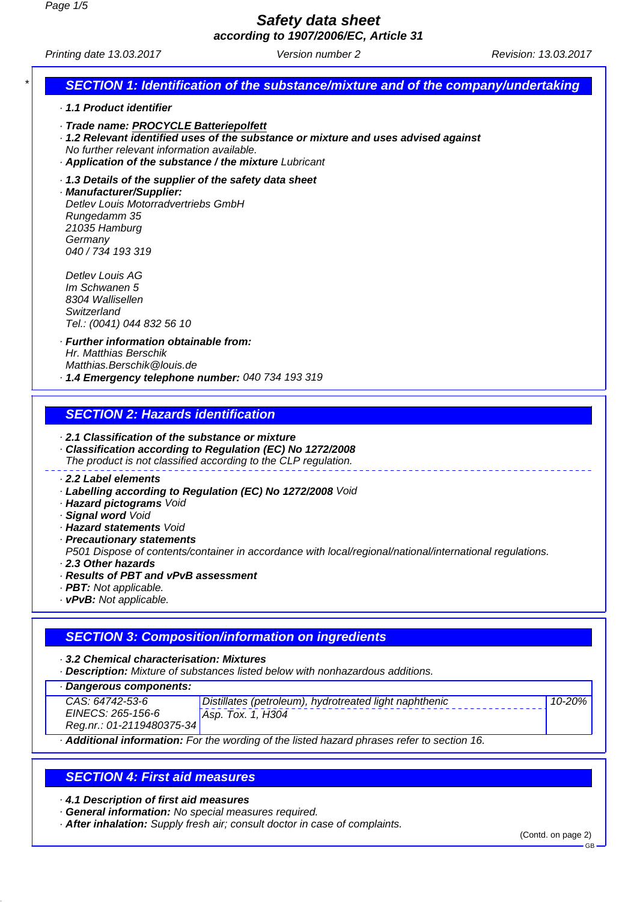# Safety data sheet
## according to 1907/2006/EC, Article 31

Printing date 13.03.2017 | Version number 2 | Revision: 13.03.2017

## SECTION 1: Identification of the substance/mixture and of the company/undertaking

· **1.1 Product identifier**

· **Trade name: PROCYCLE Batteriepolfett**

· **1.2 Relevant identified uses of the substance or mixture and uses advised against**
No further relevant information available.

· **Application of the substance / the mixture** Lubricant

· **1.3 Details of the supplier of the safety data sheet**

· **Manufacturer/Supplier:**
Detlev Louis Motorradvertriebs GmbH
Rungedamm 35
21035 Hamburg
Germany
040 / 734 193 319

Detlev Louis AG
Im Schwanen 5
8304 Wallisellen
Switzerland
Tel.: (0041) 044 832 56 10

· **Further information obtainable from:**
Hr. Matthias Berschik
Matthias.Berschik@louis.de

· **1.4 Emergency telephone number:** 040 734 193 319

## SECTION 2: Hazards identification

· **2.1 Classification of the substance or mixture**

· **Classification according to Regulation (EC) No 1272/2008**
The product is not classified according to the CLP regulation.

· **2.2 Label elements**

· **Labelling according to Regulation (EC) No 1272/2008** Void

· **Hazard pictograms** Void

· **Signal word** Void

· **Hazard statements** Void

· **Precautionary statements**
P501 Dispose of contents/container in accordance with local/regional/national/international regulations.

· **2.3 Other hazards**

· **Results of PBT and vPvB assessment**

· **PBT:** Not applicable.

· **vPvB:** Not applicable.

## SECTION 3: Composition/information on ingredients

· **3.2 Chemical characterisation: Mixtures**

· **Description:** Mixture of substances listed below with nonhazardous additions.

| · **Dangerous components:** | | |
|---|---|---|
| CAS: 64742-53-6<br>EINECS: 265-156-6<br>Reg.nr.: 01-2119480375-34 | Distillates (petroleum), hydrotreated light naphthenic<br>Asp. Tox. 1, H304 | 10-20% |

· **Additional information:** For the wording of the listed hazard phrases refer to section 16.

## SECTION 4: First aid measures

· **4.1 Description of first aid measures**

· **General information:** No special measures required.

· **After inhalation:** Supply fresh air; consult doctor in case of complaints.

(Contd. on page 2)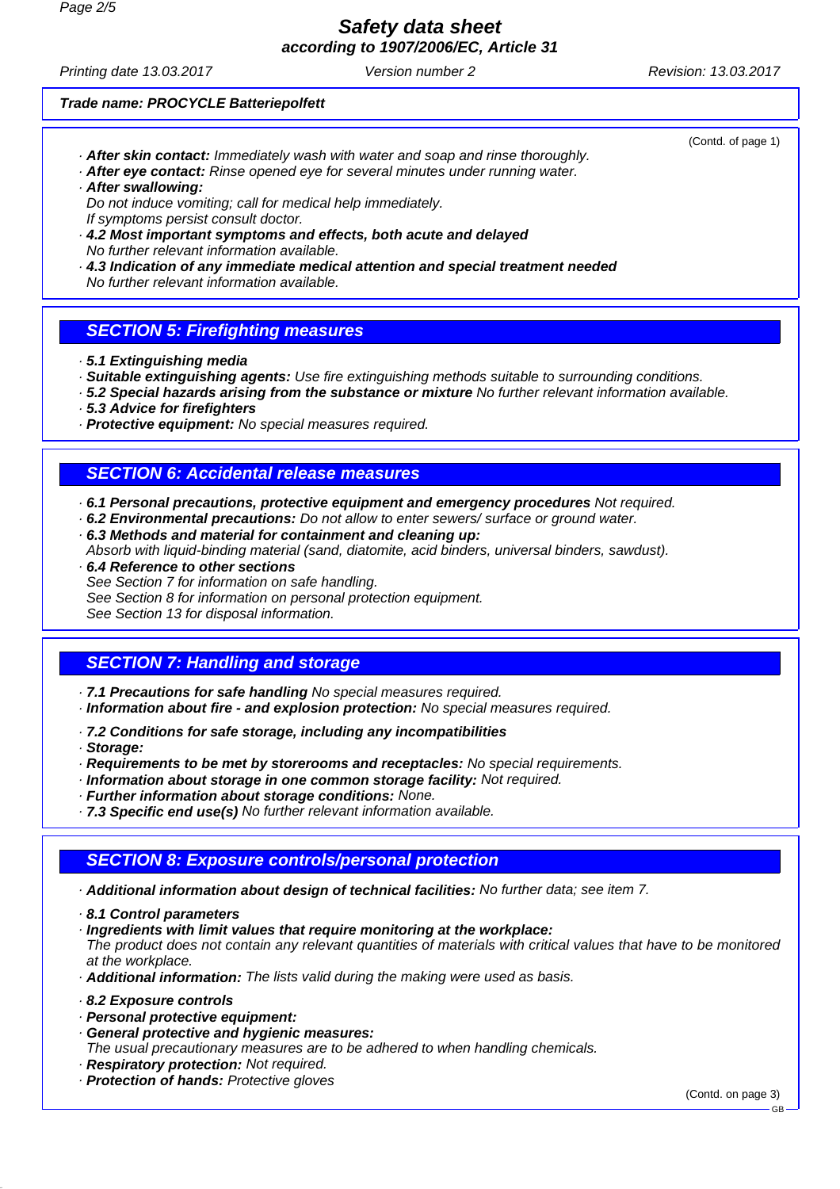(Contd. of page 1)

· **After skin contact:** Immediately wash with water and soap and rinse thoroughly.
· **After eye contact:** Rinse opened eye for several minutes under running water.
· **After swallowing:**
Do not induce vomiting; call for medical help immediately.
If symptoms persist consult doctor.
· **4.2 Most important symptoms and effects, both acute and delayed**
No further relevant information available.
· **4.3 Indication of any immediate medical attention and special treatment needed**
No further relevant information available.

## SECTION 5: Firefighting measures

· **5.1 Extinguishing media**
· **Suitable extinguishing agents:** Use fire extinguishing methods suitable to surrounding conditions.
· **5.2 Special hazards arising from the substance or mixture** No further relevant information available.
· **5.3 Advice for firefighters**
· **Protective equipment:** No special measures required.

## SECTION 6: Accidental release measures

· **6.1 Personal precautions, protective equipment and emergency procedures** Not required.
· **6.2 Environmental precautions:** Do not allow to enter sewers/ surface or ground water.
· **6.3 Methods and material for containment and cleaning up:**
Absorb with liquid-binding material (sand, diatomite, acid binders, universal binders, sawdust).
· **6.4 Reference to other sections**
See Section 7 for information on safe handling.
See Section 8 for information on personal protection equipment.
See Section 13 for disposal information.

## SECTION 7: Handling and storage

· **7.1 Precautions for safe handling** No special measures required.
· **Information about fire - and explosion protection:** No special measures required.

· **7.2 Conditions for safe storage, including any incompatibilities**
· **Storage:**
· **Requirements to be met by storerooms and receptacles:** No special requirements.
· **Information about storage in one common storage facility:** Not required.
· **Further information about storage conditions:** None.
· **7.3 Specific end use(s)** No further relevant information available.

## SECTION 8: Exposure controls/personal protection

· **Additional information about design of technical facilities:** No further data; see item 7.

· **8.1 Control parameters**
· **Ingredients with limit values that require monitoring at the workplace:**
The product does not contain any relevant quantities of materials with critical values that have to be monitored at the workplace.
· **Additional information:** The lists valid during the making were used as basis.

· **8.2 Exposure controls**
· **Personal protective equipment:**
· **General protective and hygienic measures:**
The usual precautionary measures are to be adhered to when handling chemicals.
· **Respiratory protection:** Not required.
· **Protection of hands:** Protective gloves

(Contd. on page 3)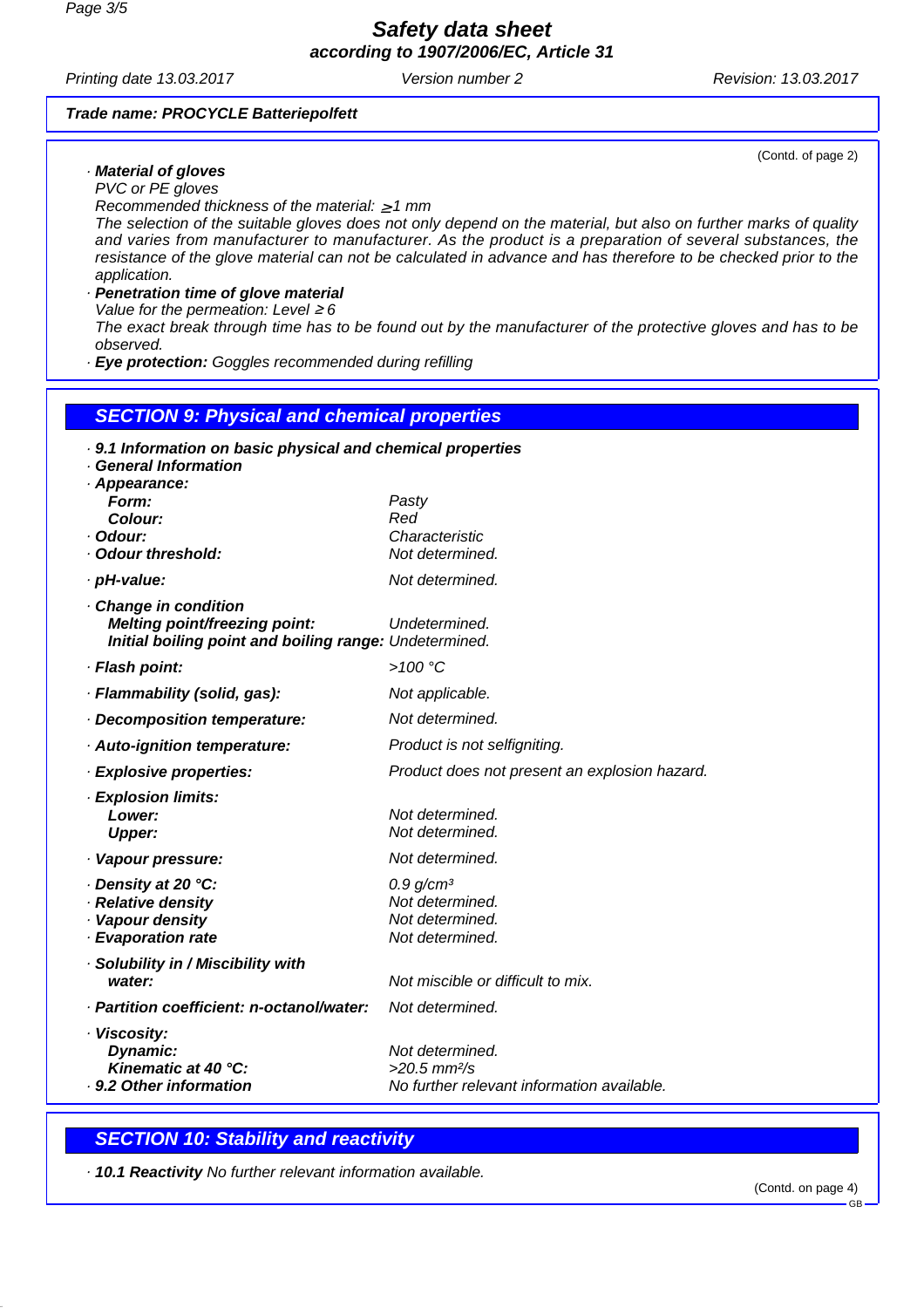(Contd. of page 2)

· **Material of gloves**
PVC or PE gloves
Recommended thickness of the material: ≥1 mm
The selection of the suitable gloves does not only depend on the material, but also on further marks of quality and varies from manufacturer to manufacturer. As the product is a preparation of several substances, the resistance of the glove material can not be calculated in advance and has therefore to be checked prior to the application.

· **Penetration time of glove material**
Value for the permeation: Level ≥ 6
The exact break through time has to be found out by the manufacturer of the protective gloves and has to be observed.

· **Eye protection:** Goggles recommended during refilling

## SECTION 9: Physical and chemical properties

· **9.1 Information on basic physical and chemical properties**
· **General Information**
· **Appearance:**

| | |
|---|---|
| **Form:** | Pasty |
| **Colour:** | Red |
| · **Odour:** | Characteristic |
| · **Odour threshold:** | Not determined. |
| · **pH-value:** | Not determined. |
| · **Change in condition** | |
| **Melting point/freezing point:** | Undetermined. |
| **Initial boiling point and boiling range:** | Undetermined. |
| · **Flash point:** | >100 °C |
| · **Flammability (solid, gas):** | Not applicable. |
| · **Decomposition temperature:** | Not determined. |
| · **Auto-ignition temperature:** | Product is not selfigniting. |
| · **Explosive properties:** | Product does not present an explosion hazard. |
| · **Explosion limits:** | |
| **Lower:** | Not determined. |
| **Upper:** | Not determined. |
| · **Vapour pressure:** | Not determined. |
| · **Density at 20 °C:** | 0.9 g/cm³ |
| · **Relative density** | Not determined. |
| · **Vapour density** | Not determined. |
| · **Evaporation rate** | Not determined. |
| · **Solubility in / Miscibility with water:** | Not miscible or difficult to mix. |
| · **Partition coefficient: n-octanol/water:** | Not determined. |
| · **Viscosity:** | |
| **Dynamic:** | Not determined. |
| **Kinematic at 40 °C:** | >20.5 mm²/s |
| · **9.2 Other information** | No further relevant information available. |

## SECTION 10: Stability and reactivity

· **10.1 Reactivity** No further relevant information available.

(Contd. on page 4)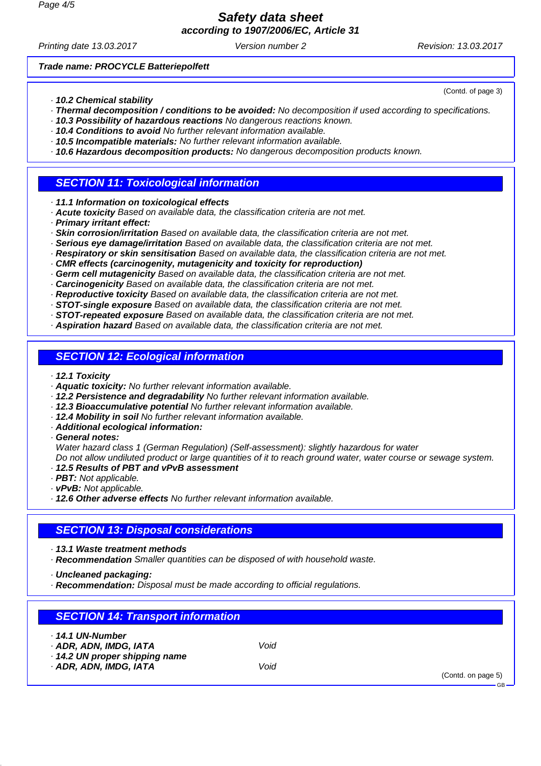**Trade name: PROCYCLE Batteriepolfett**

(Contd. of page 3)

· **10.2 Chemical stability**
· **Thermal decomposition / conditions to be avoided:** No decomposition if used according to specifications.
· **10.3 Possibility of hazardous reactions** No dangerous reactions known.
· **10.4 Conditions to avoid** No further relevant information available.
· **10.5 Incompatible materials:** No further relevant information available.
· **10.6 Hazardous decomposition products:** No dangerous decomposition products known.

## SECTION 11: Toxicological information

· **11.1 Information on toxicological effects**
· **Acute toxicity** Based on available data, the classification criteria are not met.
· **Primary irritant effect:**
· **Skin corrosion/irritation** Based on available data, the classification criteria are not met.
· **Serious eye damage/irritation** Based on available data, the classification criteria are not met.
· **Respiratory or skin sensitisation** Based on available data, the classification criteria are not met.
· **CMR effects (carcinogenity, mutagenicity and toxicity for reproduction)**
· **Germ cell mutagenicity** Based on available data, the classification criteria are not met.
· **Carcinogenicity** Based on available data, the classification criteria are not met.
· **Reproductive toxicity** Based on available data, the classification criteria are not met.
· **STOT-single exposure** Based on available data, the classification criteria are not met.
· **STOT-repeated exposure** Based on available data, the classification criteria are not met.
· **Aspiration hazard** Based on available data, the classification criteria are not met.

## SECTION 12: Ecological information

· **12.1 Toxicity**
· **Aquatic toxicity:** No further relevant information available.
· **12.2 Persistence and degradability** No further relevant information available.
· **12.3 Bioaccumulative potential** No further relevant information available.
· **12.4 Mobility in soil** No further relevant information available.
· **Additional ecological information:**
· **General notes:**
Water hazard class 1 (German Regulation) (Self-assessment): slightly hazardous for water
Do not allow undiluted product or large quantities of it to reach ground water, water course or sewage system.
· **12.5 Results of PBT and vPvB assessment**
· **PBT:** Not applicable.
· **vPvB:** Not applicable.
· **12.6 Other adverse effects** No further relevant information available.

## SECTION 13: Disposal considerations

· **13.1 Waste treatment methods**
· **Recommendation** Smaller quantities can be disposed of with household waste.

· **Uncleaned packaging:**
· **Recommendation:** Disposal must be made according to official regulations.

## SECTION 14: Transport information

| | |
|---|---|
| · **14.1 UN-Number** | |
| · **ADR, ADN, IMDG, IATA** | Void |
| · **14.2 UN proper shipping name** | |
| · **ADR, ADN, IMDG, IATA** | Void |

(Contd. on page 5)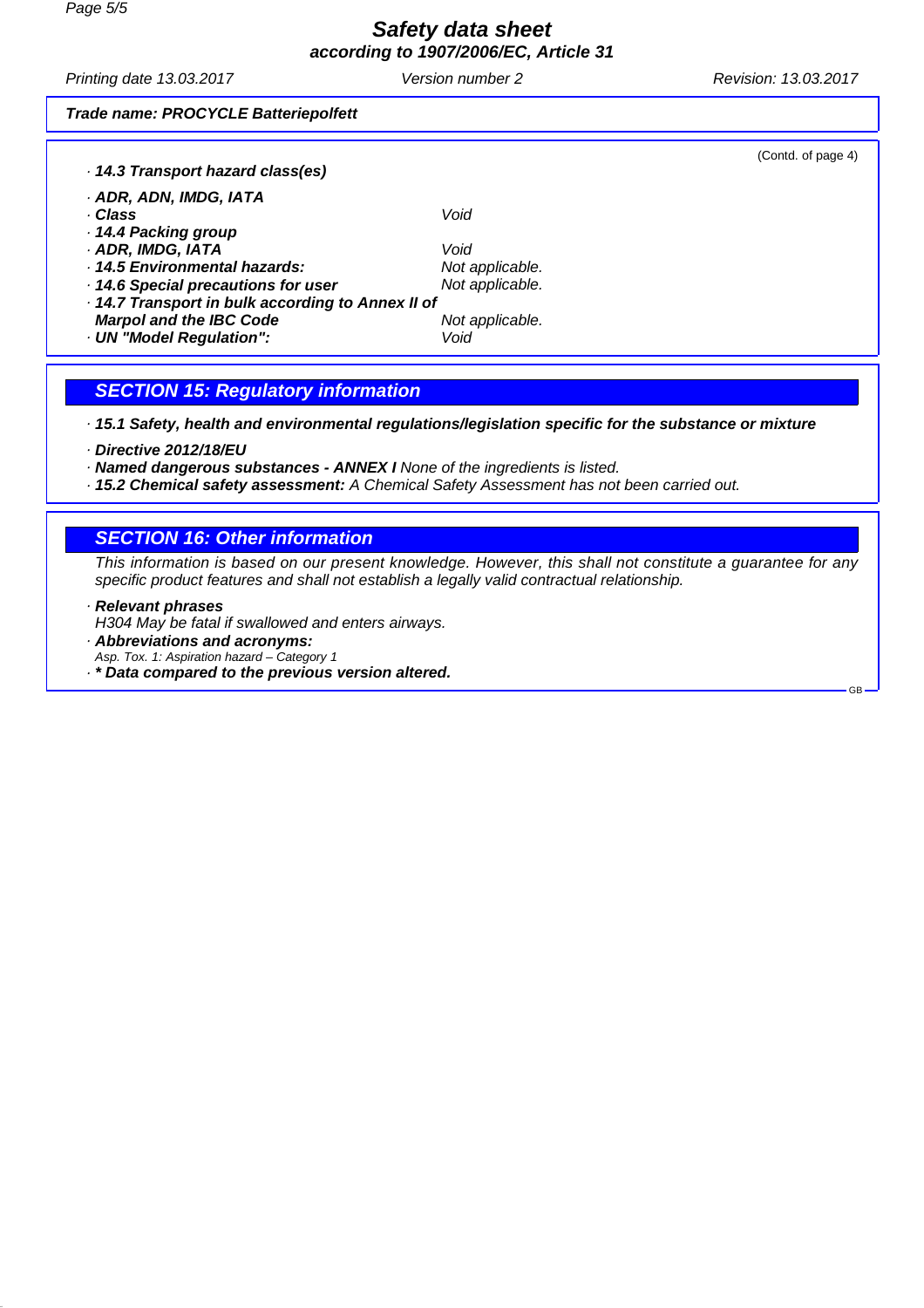Trade name: PROCYCLE Batteriepolfett

(Contd. of page 4)

· **14.3 Transport hazard class(es)**

· **ADR, ADN, IMDG, IATA**
· **Class** Void
· **14.4 Packing group**
· **ADR, IMDG, IATA** Void
· **14.5 Environmental hazards:** Not applicable.
· **14.6 Special precautions for user** Not applicable.
· **14.7 Transport in bulk according to Annex II of Marpol and the IBC Code** Not applicable.
· **UN "Model Regulation":** Void

## SECTION 15: Regulatory information

· **15.1 Safety, health and environmental regulations/legislation specific for the substance or mixture**

· **Directive 2012/18/EU**
· **Named dangerous substances - ANNEX I** None of the ingredients is listed.
· **15.2 Chemical safety assessment:** A Chemical Safety Assessment has not been carried out.

## SECTION 16: Other information

This information is based on our present knowledge. However, this shall not constitute a guarantee for any specific product features and shall not establish a legally valid contractual relationship.

· **Relevant phrases**
H304 May be fatal if swallowed and enters airways.
· **Abbreviations and acronyms:**
Asp. Tox. 1: Aspiration hazard – Category 1
· **\* Data compared to the previous version altered.**